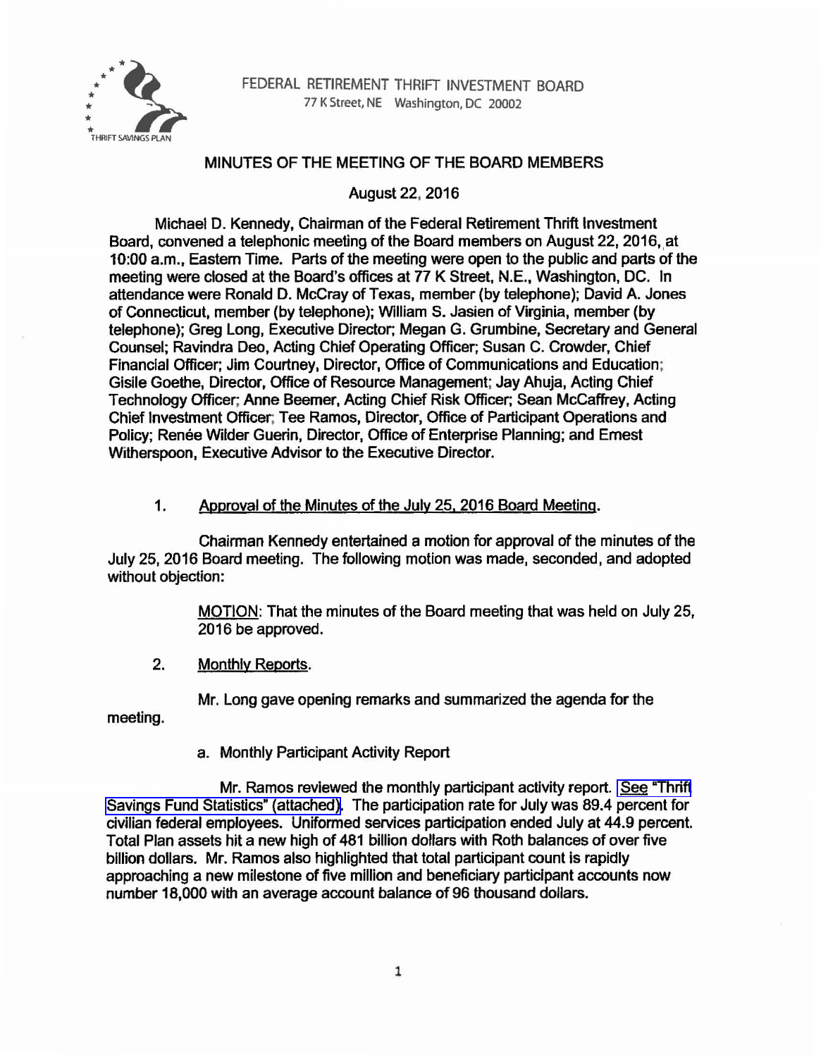FEDERAL RETIREMENT THRIFT INVESTMENT BOARD
77 K Street, NE Washington, DC 20002

THRIFT SAVINGS PLAN

# MINUTES OF THE MEETING OF THE BOARD MEMBERS

August 22, 2016

Michael D. Kennedy, Chairman of the Federal Retirement Thrift Investment Board, convened a telephonic meeting of the Board members on August 22, 2016, at 10:00 a.m., Eastern Time. Parts of the meeting were open to the public and parts of the meeting were closed at the Board's offices at 77 K Street, N.E., Washington, DC. In attendance were Ronald D. McCray of Texas, member (by telephone); David A. Jones of Connecticut, member (by telephone); William S. Jasien of Virginia, member (by telephone); Greg Long, Executive Director; Megan G. Grumbine, Secretary and General Counsel; Ravindra Deo, Acting Chief Operating Officer; Susan C. Crowder, Chief Financial Officer; Jim Courtney, Director, Office of Communications and Education; Gisile Goethe, Director, Office of Resource Management; Jay Ahuja, Acting Chief Technology Officer; Anne Beemer, Acting Chief Risk Officer; Sean McCaffrey, Acting Chief Investment Officer; Tee Ramos, Director, Office of Participant Operations and Policy; Renée Wilder Guerin, Director, Office of Enterprise Planning; and Ernest Witherspoon, Executive Advisor to the Executive Director.

1. Approval of the Minutes of the July 25, 2016 Board Meeting.

Chairman Kennedy entertained a motion for approval of the minutes of the July 25, 2016 Board meeting. The following motion was made, seconded, and adopted without objection:

> MOTION: That the minutes of the Board meeting that was held on July 25, 2016 be approved.

2. Monthly Reports.

Mr. Long gave opening remarks and summarized the agenda for the meeting.

a. Monthly Participant Activity Report

Mr. Ramos reviewed the monthly participant activity report. See "Thrift Savings Fund Statistics" (attached). The participation rate for July was 89.4 percent for civilian federal employees. Uniformed services participation ended July at 44.9 percent. Total Plan assets hit a new high of 481 billion dollars with Roth balances of over five billion dollars. Mr. Ramos also highlighted that total participant count is rapidly approaching a new milestone of five million and beneficiary participant accounts now number 18,000 with an average account balance of 96 thousand dollars.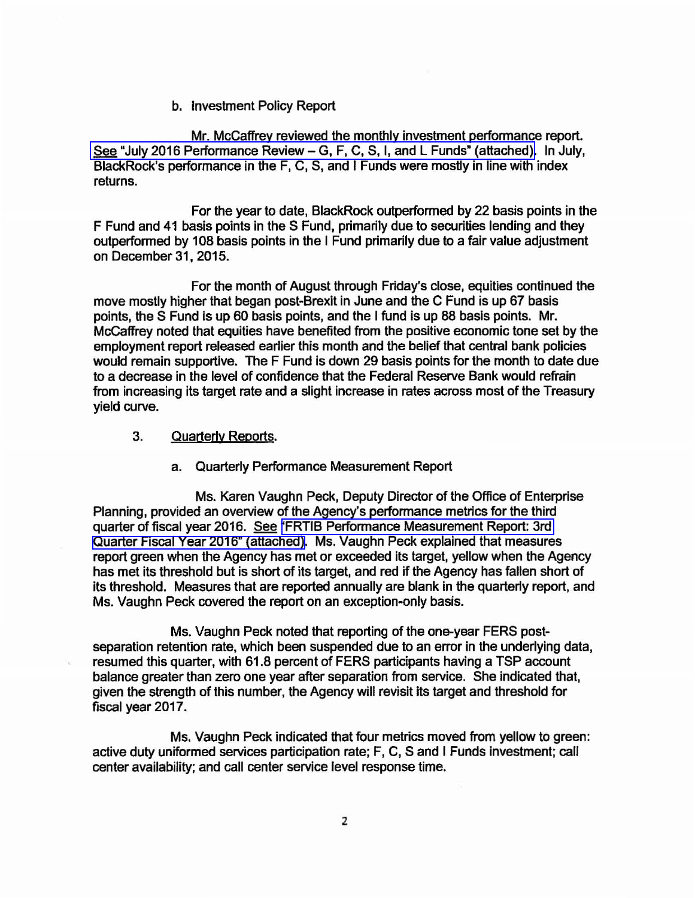b. Investment Policy Report

Mr. McCaffrey reviewed the monthly investment performance report. See "July 2016 Performance Review – G, F, C, S, I, and L Funds" (attached). In July, BlackRock's performance in the F, C, S, and I Funds were mostly in line with index returns.

For the year to date, BlackRock outperformed by 22 basis points in the F Fund and 41 basis points in the S Fund, primarily due to securities lending and they outperformed by 108 basis points in the I Fund primarily due to a fair value adjustment on December 31, 2015.

For the month of August through Friday's close, equities continued the move mostly higher that began post-Brexit in June and the C Fund is up 67 basis points, the S Fund is up 60 basis points, and the I fund is up 88 basis points. Mr. McCaffrey noted that equities have benefited from the positive economic tone set by the employment report released earlier this month and the belief that central bank policies would remain supportive. The F Fund is down 29 basis points for the month to date due to a decrease in the level of confidence that the Federal Reserve Bank would refrain from increasing its target rate and a slight increase in rates across most of the Treasury yield curve.

3. Quarterly Reports.

a. Quarterly Performance Measurement Report

Ms. Karen Vaughn Peck, Deputy Director of the Office of Enterprise Planning, provided an overview of the Agency's performance metrics for the third quarter of fiscal year 2016. See "FRTIB Performance Measurement Report: 3rd Quarter Fiscal Year 2016" (attached). Ms. Vaughn Peck explained that measures report green when the Agency has met or exceeded its target, yellow when the Agency has met its threshold but is short of its target, and red if the Agency has fallen short of its threshold. Measures that are reported annually are blank in the quarterly report, and Ms. Vaughn Peck covered the report on an exception-only basis.

Ms. Vaughn Peck noted that reporting of the one-year FERS post-separation retention rate, which been suspended due to an error in the underlying data, resumed this quarter, with 61.8 percent of FERS participants having a TSP account balance greater than zero one year after separation from service. She indicated that, given the strength of this number, the Agency will revisit its target and threshold for fiscal year 2017.

Ms. Vaughn Peck indicated that four metrics moved from yellow to green: active duty uniformed services participation rate; F, C, S and I Funds investment; call center availability; and call center service level response time.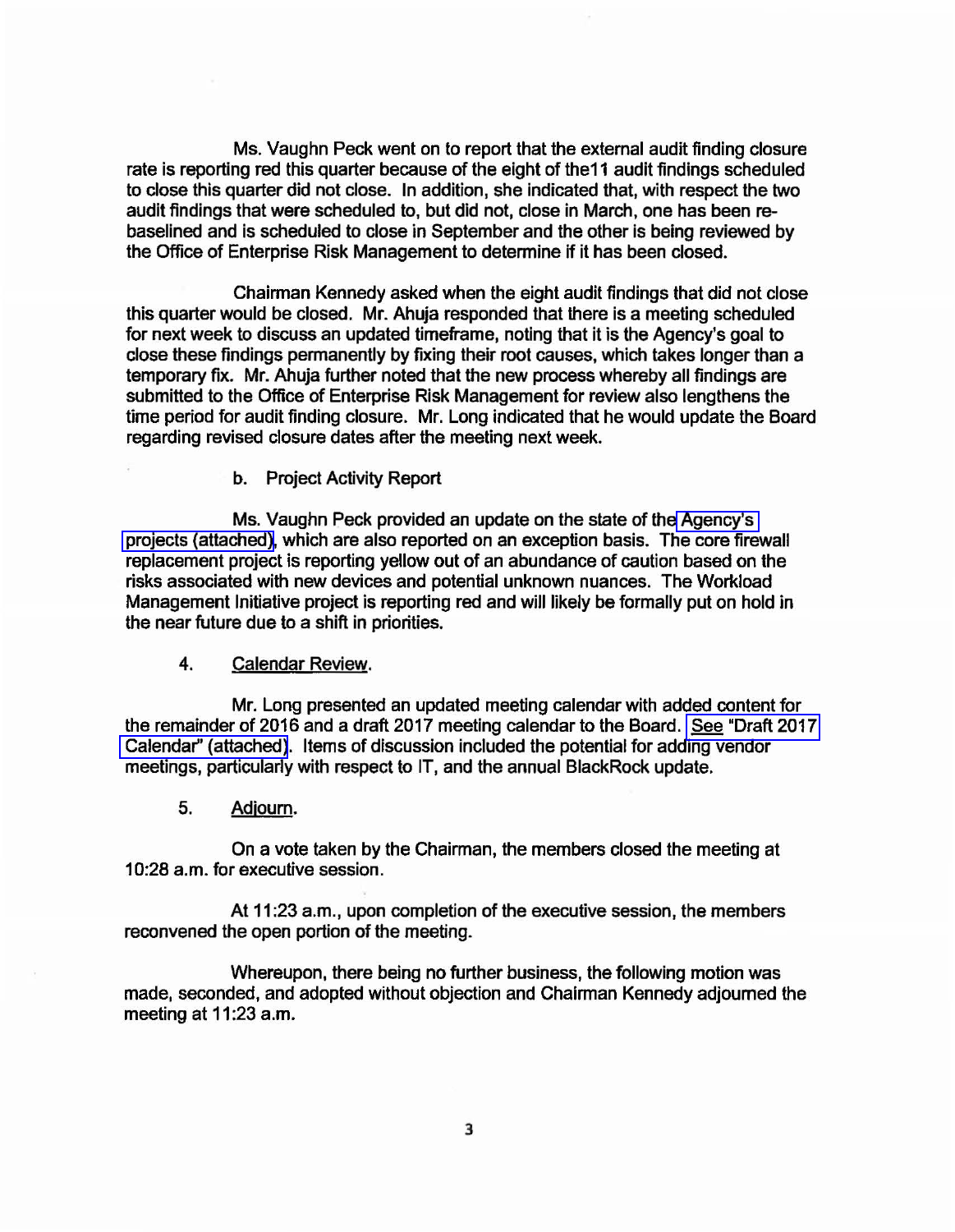Ms. Vaughn Peck went on to report that the external audit finding closure rate is reporting red this quarter because of the eight of the11 audit findings scheduled to close this quarter did not close. In addition, she indicated that, with respect the two audit findings that were scheduled to, but did not, close in March, one has been re-baselined and is scheduled to close in September and the other is being reviewed by the Office of Enterprise Risk Management to determine if it has been closed.

Chairman Kennedy asked when the eight audit findings that did not close this quarter would be closed. Mr. Ahuja responded that there is a meeting scheduled for next week to discuss an updated timeframe, noting that it is the Agency's goal to close these findings permanently by fixing their root causes, which takes longer than a temporary fix. Mr. Ahuja further noted that the new process whereby all findings are submitted to the Office of Enterprise Risk Management for review also lengthens the time period for audit finding closure. Mr. Long indicated that he would update the Board regarding revised closure dates after the meeting next week.

b. Project Activity Report

Ms. Vaughn Peck provided an update on the state of the Agency's projects (attached), which are also reported on an exception basis. The core firewall replacement project is reporting yellow out of an abundance of caution based on the risks associated with new devices and potential unknown nuances. The Workload Management Initiative project is reporting red and will likely be formally put on hold in the near future due to a shift in priorities.

4. Calendar Review.

Mr. Long presented an updated meeting calendar with added content for the remainder of 2016 and a draft 2017 meeting calendar to the Board. See "Draft 2017 Calendar" (attached). Items of discussion included the potential for adding vendor meetings, particularly with respect to IT, and the annual BlackRock update.

5. Adjourn.

On a vote taken by the Chairman, the members closed the meeting at 10:28 a.m. for executive session.

At 11:23 a.m., upon completion of the executive session, the members reconvened the open portion of the meeting.

Whereupon, there being no further business, the following motion was made, seconded, and adopted without objection and Chairman Kennedy adjourned the meeting at 11:23 a.m.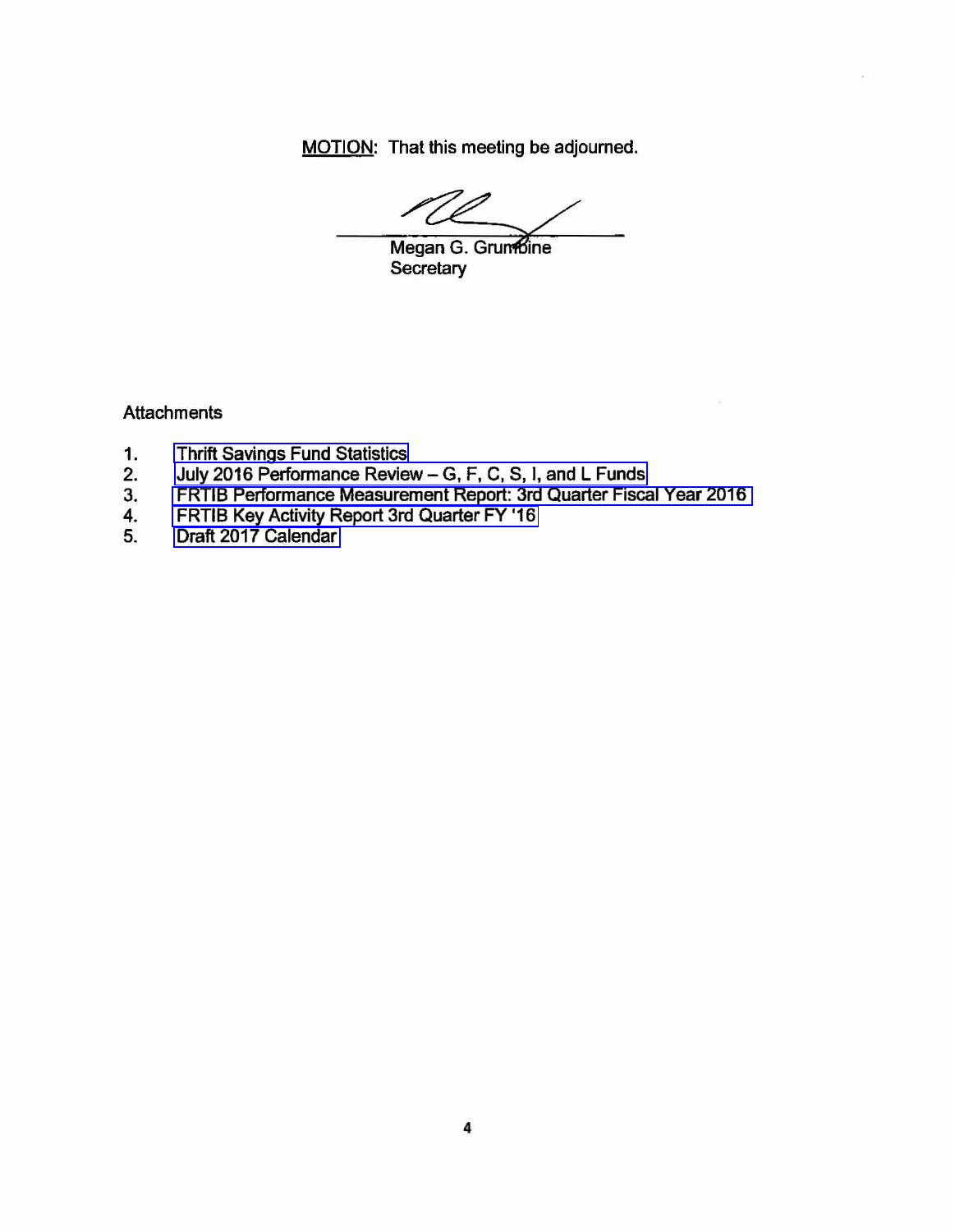MOTION: That this meeting be adjourned.

Megan G. Grumbine
Secretary

Attachments

1. Thrift Savings Fund Statistics
2. July 2016 Performance Review – G, F, C, S, I, and L Funds
3. FRTIB Performance Measurement Report: 3rd Quarter Fiscal Year 2016
4. FRTIB Key Activity Report 3rd Quarter FY '16
5. Draft 2017 Calendar